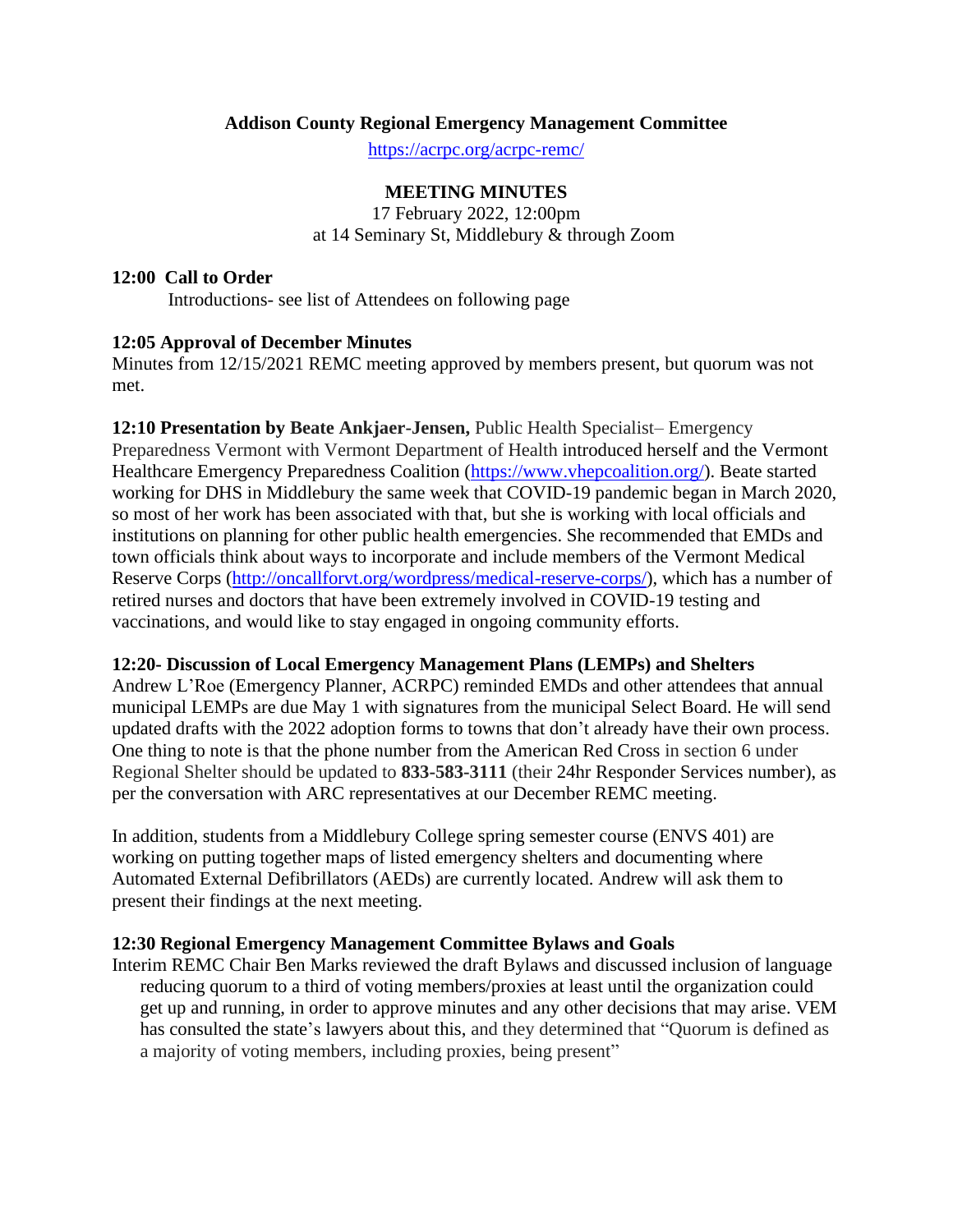**Addison County Regional Emergency Management Committee**

https://acrpc.org/acrpc-remc/

**MEETING MINUTES**

17 February 2022, 12:00pm
at 14 Seminary St, Middlebury & through Zoom

**12:00 Call to Order**

Introductions- see list of Attendees on following page

**12:05 Approval of December Minutes**

Minutes from 12/15/2021 REMC meeting approved by members present, but quorum was not met.

**12:10 Presentation by Beate Ankjaer-Jensen,** Public Health Specialist– Emergency Preparedness Vermont with Vermont Department of Health introduced herself and the Vermont Healthcare Emergency Preparedness Coalition (https://www.vhepcoalition.org/). Beate started working for DHS in Middlebury the same week that COVID-19 pandemic began in March 2020, so most of her work has been associated with that, but she is working with local officials and institutions on planning for other public health emergencies. She recommended that EMDs and town officials think about ways to incorporate and include members of the Vermont Medical Reserve Corps (http://oncallforvt.org/wordpress/medical-reserve-corps/), which has a number of retired nurses and doctors that have been extremely involved in COVID-19 testing and vaccinations, and would like to stay engaged in ongoing community efforts.

**12:20- Discussion of Local Emergency Management Plans (LEMPs) and Shelters**

Andrew L'Roe (Emergency Planner, ACRPC) reminded EMDs and other attendees that annual municipal LEMPs are due May 1 with signatures from the municipal Select Board. He will send updated drafts with the 2022 adoption forms to towns that don't already have their own process. One thing to note is that the phone number from the American Red Cross in section 6 under Regional Shelter should be updated to **833-583-3111** (their 24hr Responder Services number), as per the conversation with ARC representatives at our December REMC meeting.

In addition, students from a Middlebury College spring semester course (ENVS 401) are working on putting together maps of listed emergency shelters and documenting where Automated External Defibrillators (AEDs) are currently located. Andrew will ask them to present their findings at the next meeting.

**12:30 Regional Emergency Management Committee Bylaws and Goals**

Interim REMC Chair Ben Marks reviewed the draft Bylaws and discussed inclusion of language reducing quorum to a third of voting members/proxies at least until the organization could get up and running, in order to approve minutes and any other decisions that may arise. VEM has consulted the state's lawyers about this, and they determined that "Quorum is defined as a majority of voting members, including proxies, being present"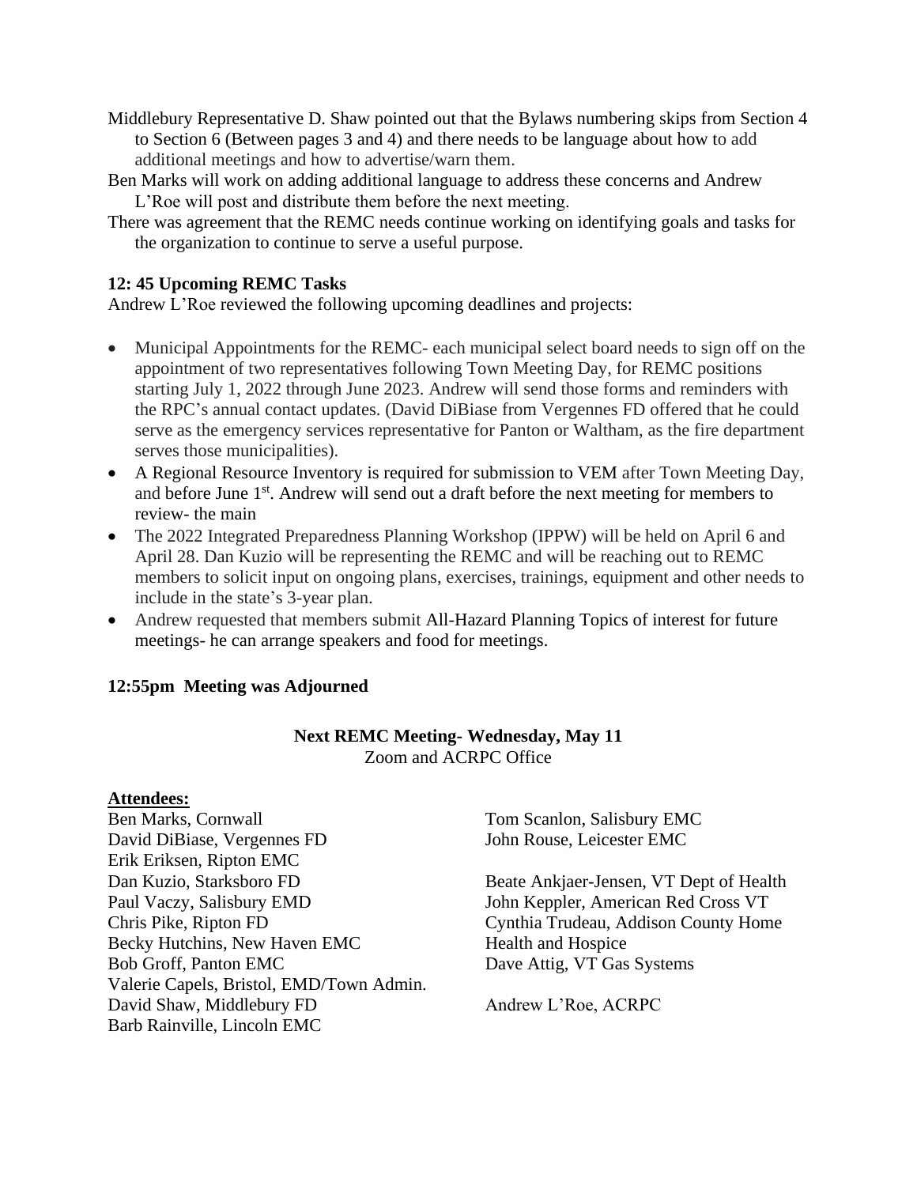Middlebury Representative D. Shaw pointed out that the Bylaws numbering skips from Section 4 to Section 6 (Between pages 3 and 4) and there needs to be language about how to add additional meetings and how to advertise/warn them.

Ben Marks will work on adding additional language to address these concerns and Andrew L'Roe will post and distribute them before the next meeting.

There was agreement that the REMC needs continue working on identifying goals and tasks for the organization to continue to serve a useful purpose.

**12: 45 Upcoming REMC Tasks**

Andrew L'Roe reviewed the following upcoming deadlines and projects:

- Municipal Appointments for the REMC- each municipal select board needs to sign off on the appointment of two representatives following Town Meeting Day, for REMC positions starting July 1, 2022 through June 2023. Andrew will send those forms and reminders with the RPC's annual contact updates. (David DiBiase from Vergennes FD offered that he could serve as the emergency services representative for Panton or Waltham, as the fire department serves those municipalities).
- A Regional Resource Inventory is required for submission to VEM after Town Meeting Day, and before June 1st. Andrew will send out a draft before the next meeting for members to review- the main
- The 2022 Integrated Preparedness Planning Workshop (IPPW) will be held on April 6 and April 28. Dan Kuzio will be representing the REMC and will be reaching out to REMC members to solicit input on ongoing plans, exercises, trainings, equipment and other needs to include in the state's 3-year plan.
- Andrew requested that members submit All-Hazard Planning Topics of interest for future meetings- he can arrange speakers and food for meetings.

**12:55pm Meeting was Adjourned**

**Next REMC Meeting- Wednesday, May 11**

Zoom and ACRPC Office

**Attendees:**

Ben Marks, Cornwall
David DiBiase, Vergennes FD
Erik Eriksen, Ripton EMC
Dan Kuzio, Starksboro FD
Paul Vaczy, Salisbury EMD
Chris Pike, Ripton FD
Becky Hutchins, New Haven EMC
Bob Groff, Panton EMC
Valerie Capels, Bristol, EMD/Town Admin.
David Shaw, Middlebury FD
Barb Rainville, Lincoln EMC

Tom Scanlon, Salisbury EMC
John Rouse, Leicester EMC

Beate Ankjaer-Jensen, VT Dept of Health
John Keppler, American Red Cross VT
Cynthia Trudeau, Addison County Home Health and Hospice
Dave Attig, VT Gas Systems

Andrew L'Roe, ACRPC